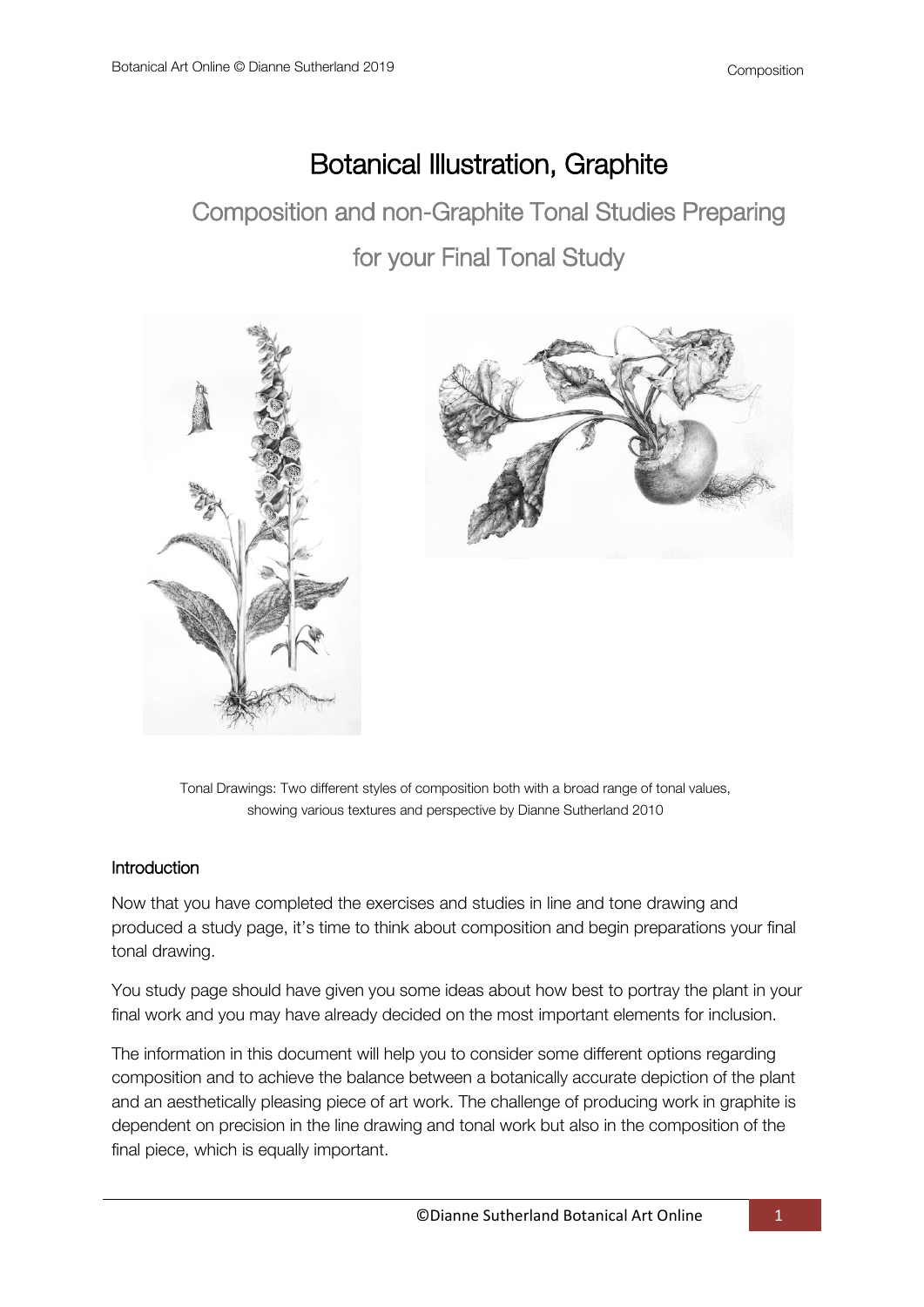# Botanical Illustration, Graphite

## Composition and non-Graphite Tonal Studies Preparing for your Final Tonal Study

Tonal Drawings: Two different styles of composition both with a broad range of tonal values, showing various textures and perspective by Dianne Sutherland 2010

### Introduction

Now that you have completed the exercises and studies in line and tone drawing and produced a study page, it's time to think about composition and begin preparations your final tonal drawing.

You study page should have given you some ideas about how best to portray the plant in your final work and you may have already decided on the most important elements for inclusion.

The information in this document will help you to consider some different options regarding composition and to achieve the balance between a botanically accurate depiction of the plant and an aesthetically pleasing piece of art work. The challenge of producing work in graphite is dependent on precision in the line drawing and tonal work but also in the composition of the final piece, which is equally important.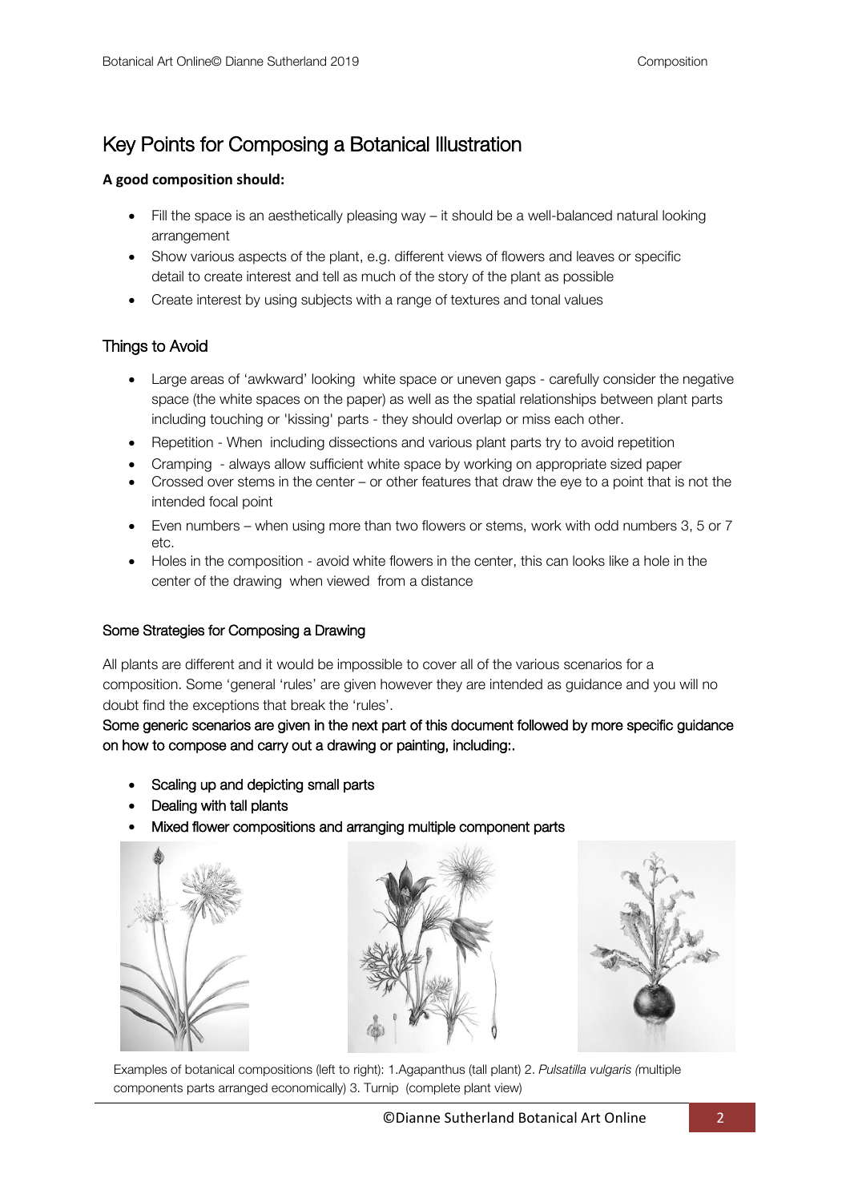# Key Points for Composing a Botanical Illustration

**A good composition should:**

- Fill the space is an aesthetically pleasing way – it should be a well-balanced natural looking arrangement
- Show various aspects of the plant, e.g. different views of flowers and leaves or specific detail to create interest and tell as much of the story of the plant as possible
- Create interest by using subjects with a range of textures and tonal values

## Things to Avoid

- Large areas of 'awkward' looking white space or uneven gaps - carefully consider the negative space (the white spaces on the paper) as well as the spatial relationships between plant parts including touching or 'kissing' parts - they should overlap or miss each other.
- Repetition - When including dissections and various plant parts try to avoid repetition
- Cramping - always allow sufficient white space by working on appropriate sized paper
- Crossed over stems in the center – or other features that draw the eye to a point that is not the intended focal point
- Even numbers – when using more than two flowers or stems, work with odd numbers 3, 5 or 7 etc.
- Holes in the composition - avoid white flowers in the center, this can looks like a hole in the center of the drawing when viewed from a distance

### Some Strategies for Composing a Drawing

All plants are different and it would be impossible to cover all of the various scenarios for a composition. Some 'general 'rules' are given however they are intended as guidance and you will no doubt find the exceptions that break the 'rules'.

Some generic scenarios are given in the next part of this document followed by more specific guidance on how to compose and carry out a drawing or painting, including:.

- Scaling up and depicting small parts
- Dealing with tall plants
- Mixed flower compositions and arranging multiple component parts

Examples of botanical compositions (left to right): 1.Agapanthus (tall plant) 2. *Pulsatilla vulgaris (*multiple components parts arranged economically) 3. Turnip (complete plant view)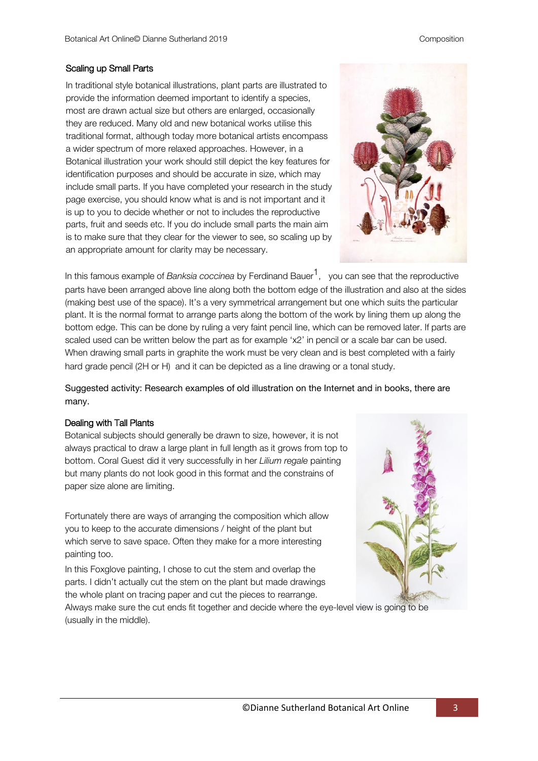### Scaling up Small Parts

In traditional style botanical illustrations, plant parts are illustrated to provide the information deemed important to identify a species, most are drawn actual size but others are enlarged, occasionally they are reduced. Many old and new botanical works utilise this traditional format, although today more botanical artists encompass a wider spectrum of more relaxed approaches. However, in a Botanical illustration your work should still depict the key features for identification purposes and should be accurate in size, which may include small parts. If you have completed your research in the study page exercise, you should know what is and is not important and it is up to you to decide whether or not to includes the reproductive parts, fruit and seeds etc. If you do include small parts the main aim is to make sure that they clear for the viewer to see, so scaling up by an appropriate amount for clarity may be necessary.

In this famous example of *Banksia coccinea* by Ferdinand Bauer[1], you can see that the reproductive parts have been arranged above line along both the bottom edge of the illustration and also at the sides (making best use of the space). It's a very symmetrical arrangement but one which suits the particular plant. It is the normal format to arrange parts along the bottom of the work by lining them up along the bottom edge. This can be done by ruling a very faint pencil line, which can be removed later. If parts are scaled used can be written below the part as for example 'x2' in pencil or a scale bar can be used. When drawing small parts in graphite the work must be very clean and is best completed with a fairly hard grade pencil (2H or H) and it can be depicted as a line drawing or a tonal study.

Suggested activity: Research examples of old illustration on the Internet and in books, there are many.

### Dealing with Tall Plants

Botanical subjects should generally be drawn to size, however, it is not always practical to draw a large plant in full length as it grows from top to bottom. Coral Guest did it very successfully in her *Lilium regale* painting but many plants do not look good in this format and the constrains of paper size alone are limiting.

Fortunately there are ways of arranging the composition which allow you to keep to the accurate dimensions / height of the plant but which serve to save space. Often they make for a more interesting painting too.

In this Foxglove painting, I chose to cut the stem and overlap the parts. I didn't actually cut the stem on the plant but made drawings the whole plant on tracing paper and cut the pieces to rearrange. Always make sure the cut ends fit together and decide where the eye-level view is going to be (usually in the middle).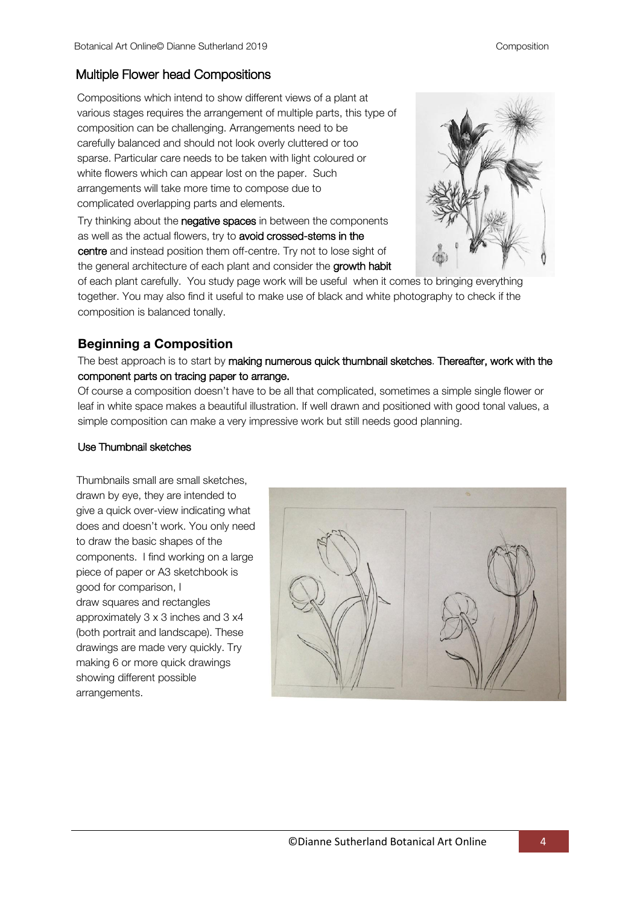## Multiple Flower head Compositions

Compositions which intend to show different views of a plant at various stages requires the arrangement of multiple parts, this type of composition can be challenging. Arrangements need to be carefully balanced and should not look overly cluttered or too sparse. Particular care needs to be taken with light coloured or white flowers which can appear lost on the paper. Such arrangements will take more time to compose due to complicated overlapping parts and elements.

Try thinking about the negative spaces in between the components as well as the actual flowers, try to avoid crossed-stems in the centre and instead position them off-centre. Try not to lose sight of the general architecture of each plant and consider the growth habit of each plant carefully. You study page work will be useful when it comes to bringing everything together. You may also find it useful to make use of black and white photography to check if the composition is balanced tonally.

### Beginning a Composition

The best approach is to start by making numerous quick thumbnail sketches. Thereafter, work with the component parts on tracing paper to arrange.

Of course a composition doesn't have to be all that complicated, sometimes a simple single flower or leaf in white space makes a beautiful illustration. If well drawn and positioned with good tonal values, a simple composition can make a very impressive work but still needs good planning.

#### Use Thumbnail sketches

Thumbnails small are small sketches, drawn by eye, they are intended to give a quick over-view indicating what does and doesn't work. You only need to draw the basic shapes of the components. I find working on a large piece of paper or A3 sketchbook is good for comparison, I draw squares and rectangles approximately 3 x 3 inches and 3 x4 (both portrait and landscape). These drawings are made very quickly. Try making 6 or more quick drawings showing different possible arrangements.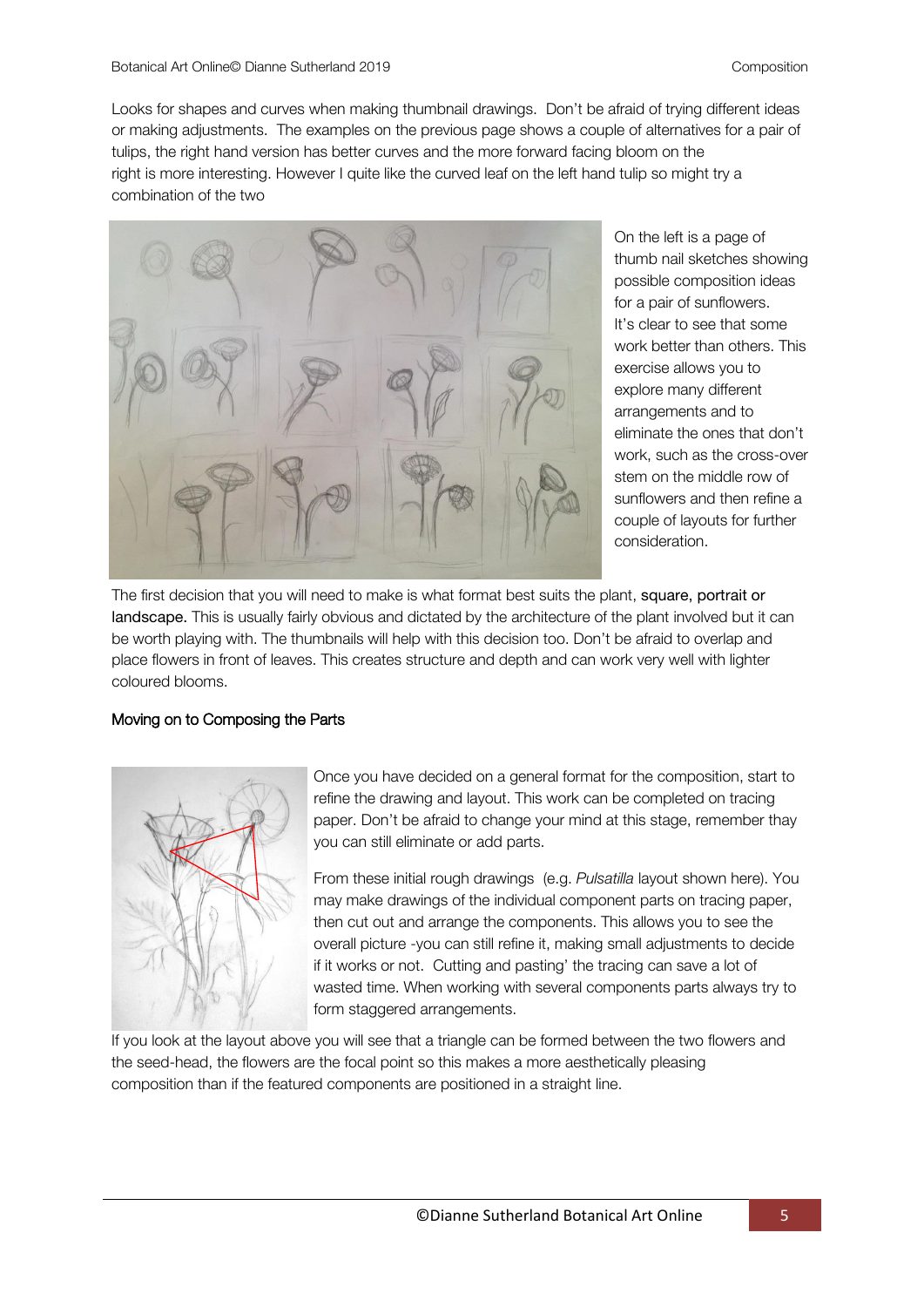Looks for shapes and curves when making thumbnail drawings. Don't be afraid of trying different ideas or making adjustments. The examples on the previous page shows a couple of alternatives for a pair of tulips, the right hand version has better curves and the more forward facing bloom on the right is more interesting. However I quite like the curved leaf on the left hand tulip so might try a combination of the two

On the left is a page of thumb nail sketches showing possible composition ideas for a pair of sunflowers. It's clear to see that some work better than others. This exercise allows you to explore many different arrangements and to eliminate the ones that don't work, such as the cross-over stem on the middle row of sunflowers and then refine a couple of layouts for further consideration.

The first decision that you will need to make is what format best suits the plant, square, portrait or landscape. This is usually fairly obvious and dictated by the architecture of the plant involved but it can be worth playing with. The thumbnails will help with this decision too. Don't be afraid to overlap and place flowers in front of leaves. This creates structure and depth and can work very well with lighter coloured blooms.

## Moving on to Composing the Parts

Once you have decided on a general format for the composition, start to refine the drawing and layout. This work can be completed on tracing paper. Don't be afraid to change your mind at this stage, remember thay you can still eliminate or add parts.

From these initial rough drawings (e.g. *Pulsatilla* layout shown here). You may make drawings of the individual component parts on tracing paper, then cut out and arrange the components. This allows you to see the overall picture -you can still refine it, making small adjustments to decide if it works or not. Cutting and pasting' the tracing can save a lot of wasted time. When working with several components parts always try to form staggered arrangements.

If you look at the layout above you will see that a triangle can be formed between the two flowers and the seed-head, the flowers are the focal point so this makes a more aesthetically pleasing composition than if the featured components are positioned in a straight line.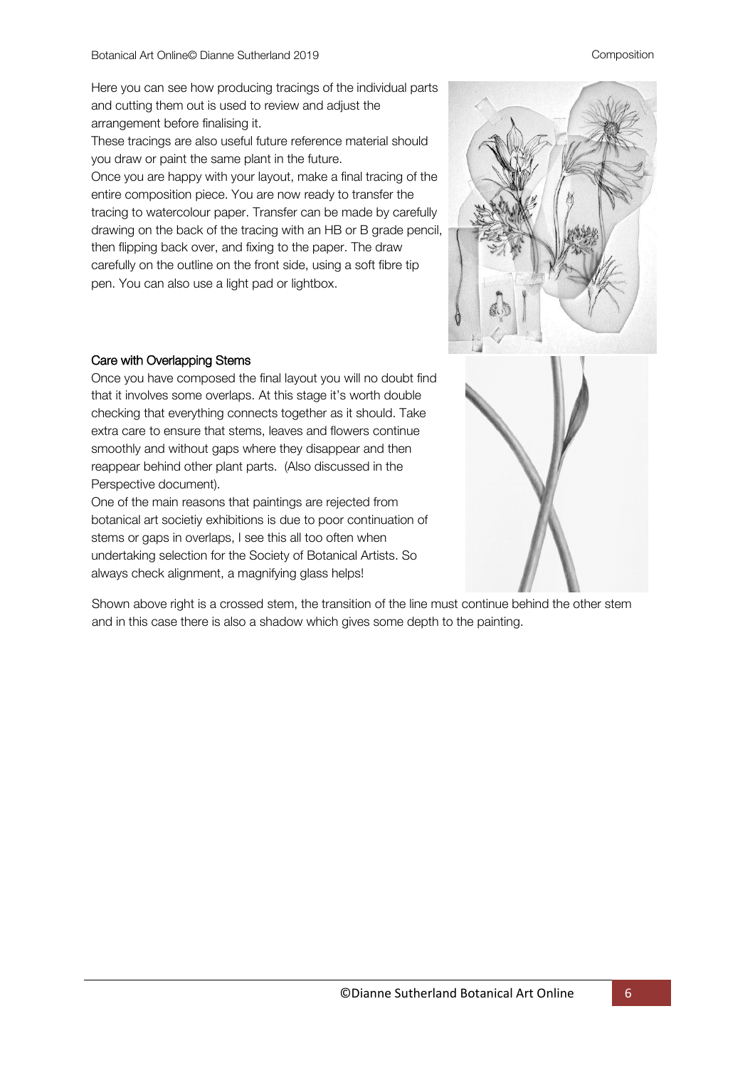Here you can see how producing tracings of the individual parts and cutting them out is used to review and adjust the arrangement before finalising it.

These tracings are also useful future reference material should you draw or paint the same plant in the future.

Once you are happy with your layout, make a final tracing of the entire composition piece. You are now ready to transfer the tracing to watercolour paper. Transfer can be made by carefully drawing on the back of the tracing with an HB or B grade pencil, then flipping back over, and fixing to the paper. The draw carefully on the outline on the front side, using a soft fibre tip pen. You can also use a light pad or lightbox.

### Care with Overlapping Stems

Once you have composed the final layout you will no doubt find that it involves some overlaps. At this stage it's worth double checking that everything connects together as it should. Take extra care to ensure that stems, leaves and flowers continue smoothly and without gaps where they disappear and then reappear behind other plant parts. (Also discussed in the Perspective document).

One of the main reasons that paintings are rejected from botanical art societiy exhibitions is due to poor continuation of stems or gaps in overlaps, I see this all too often when undertaking selection for the Society of Botanical Artists. So always check alignment, a magnifying glass helps!

Shown above right is a crossed stem, the transition of the line must continue behind the other stem and in this case there is also a shadow which gives some depth to the painting.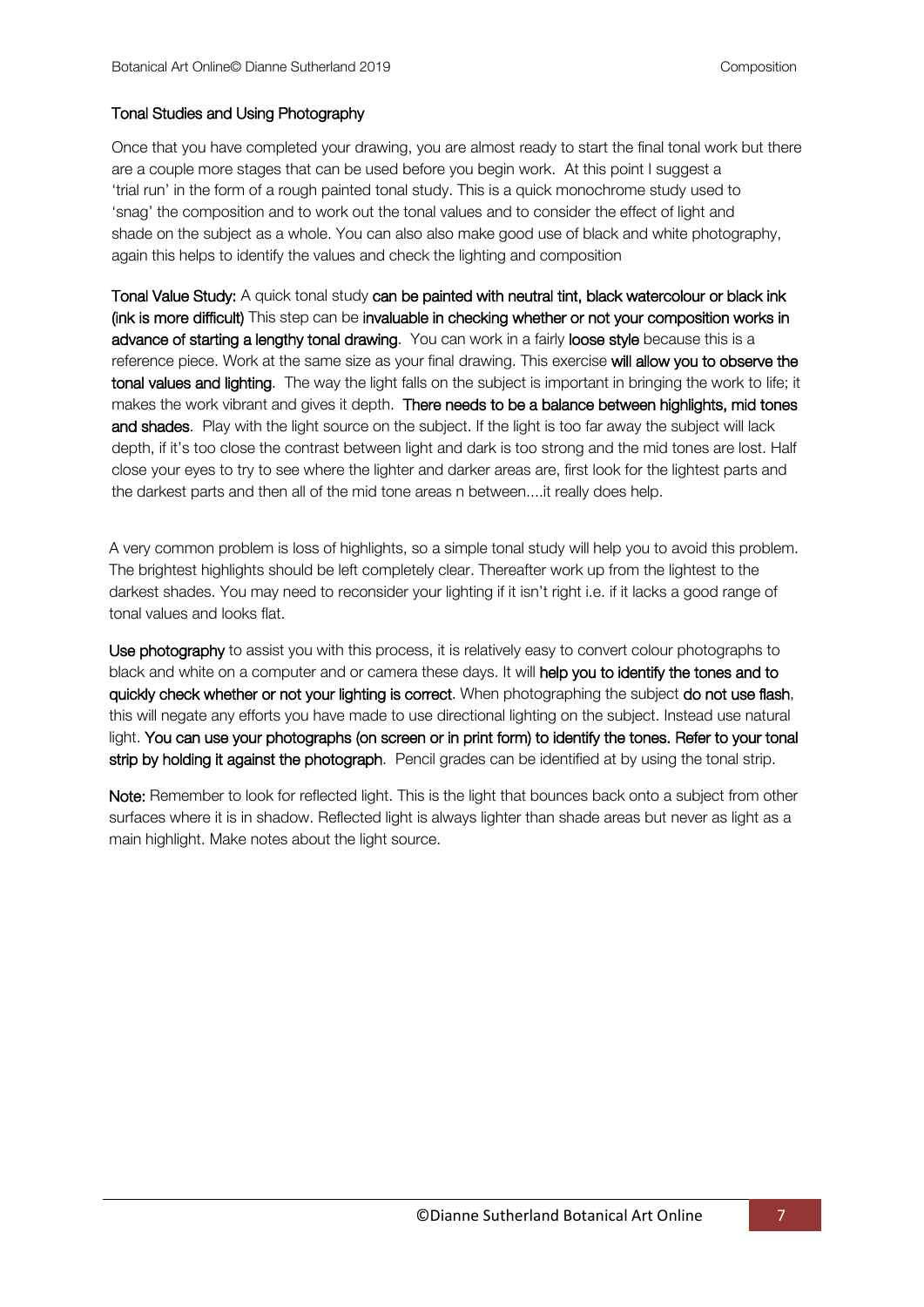## Tonal Studies and Using Photography

Once that you have completed your drawing, you are almost ready to start the final tonal work but there are a couple more stages that can be used before you begin work. At this point I suggest a 'trial run' in the form of a rough painted tonal study. This is a quick monochrome study used to 'snag' the composition and to work out the tonal values and to consider the effect of light and shade on the subject as a whole. You can also also make good use of black and white photography, again this helps to identify the values and check the lighting and composition

**Tonal Value Study:** A quick tonal study **can be painted with neutral tint, black watercolour or black ink (ink is more difficult)** This step can be **invaluable in checking whether or not your composition works in advance of starting a lengthy tonal drawing**. You can work in a fairly **loose style** because this is a reference piece. Work at the same size as your final drawing. This exercise **will allow you to observe the tonal values and lighting**. The way the light falls on the subject is important in bringing the work to life; it makes the work vibrant and gives it depth. **There needs to be a balance between highlights, mid tones and shades**. Play with the light source on the subject. If the light is too far away the subject will lack depth, if it's too close the contrast between light and dark is too strong and the mid tones are lost. Half close your eyes to try to see where the lighter and darker areas are, first look for the lightest parts and the darkest parts and then all of the mid tone areas n between....it really does help.

A very common problem is loss of highlights, so a simple tonal study will help you to avoid this problem. The brightest highlights should be left completely clear. Thereafter work up from the lightest to the darkest shades. You may need to reconsider your lighting if it isn't right i.e. if it lacks a good range of tonal values and looks flat.

**Use photography** to assist you with this process, it is relatively easy to convert colour photographs to black and white on a computer and or camera these days. It will **help you to identify the tones and to quickly check whether or not your lighting is correct**. When photographing the subject **do not use flash**, this will negate any efforts you have made to use directional lighting on the subject. Instead use natural light. **You can use your photographs (on screen or in print form) to identify the tones. Refer to your tonal strip by holding it against the photograph**. Pencil grades can be identified at by using the tonal strip.

**Note:** Remember to look for reflected light. This is the light that bounces back onto a subject from other surfaces where it is in shadow. Reflected light is always lighter than shade areas but never as light as a main highlight. Make notes about the light source.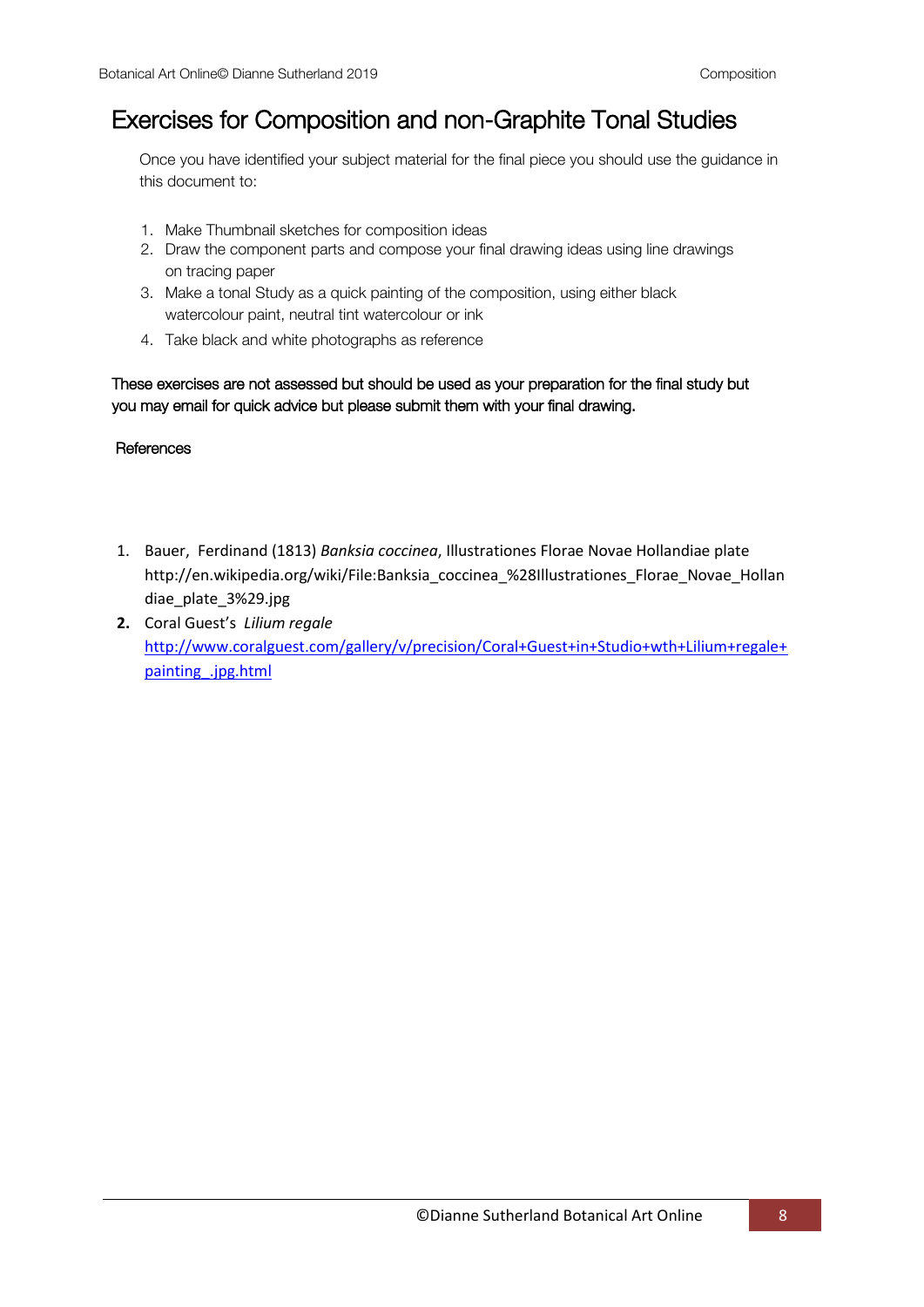# Exercises for Composition and non-Graphite Tonal Studies

Once you have identified your subject material for the final piece you should use the guidance in this document to:

1. Make Thumbnail sketches for composition ideas
2. Draw the component parts and compose your final drawing ideas using line drawings on tracing paper
3. Make a tonal Study as a quick painting of the composition, using either black watercolour paint, neutral tint watercolour or ink
4. Take black and white photographs as reference

These exercises are not assessed but should be used as your preparation for the final study but you may email for quick advice but please submit them with your final drawing.

References

1. Bauer, Ferdinand (1813) *Banksia coccinea*, Illustrationes Florae Novae Hollandiae plate http://en.wikipedia.org/wiki/File:Banksia_coccinea_%28Illustrationes_Florae_Novae_Hollandiae_plate_3%29.jpg
2. Coral Guest's *Lilium regale* http://www.coralguest.com/gallery/v/precision/Coral+Guest+in+Studio+wth+Lilium+regale+painting_.jpg.html